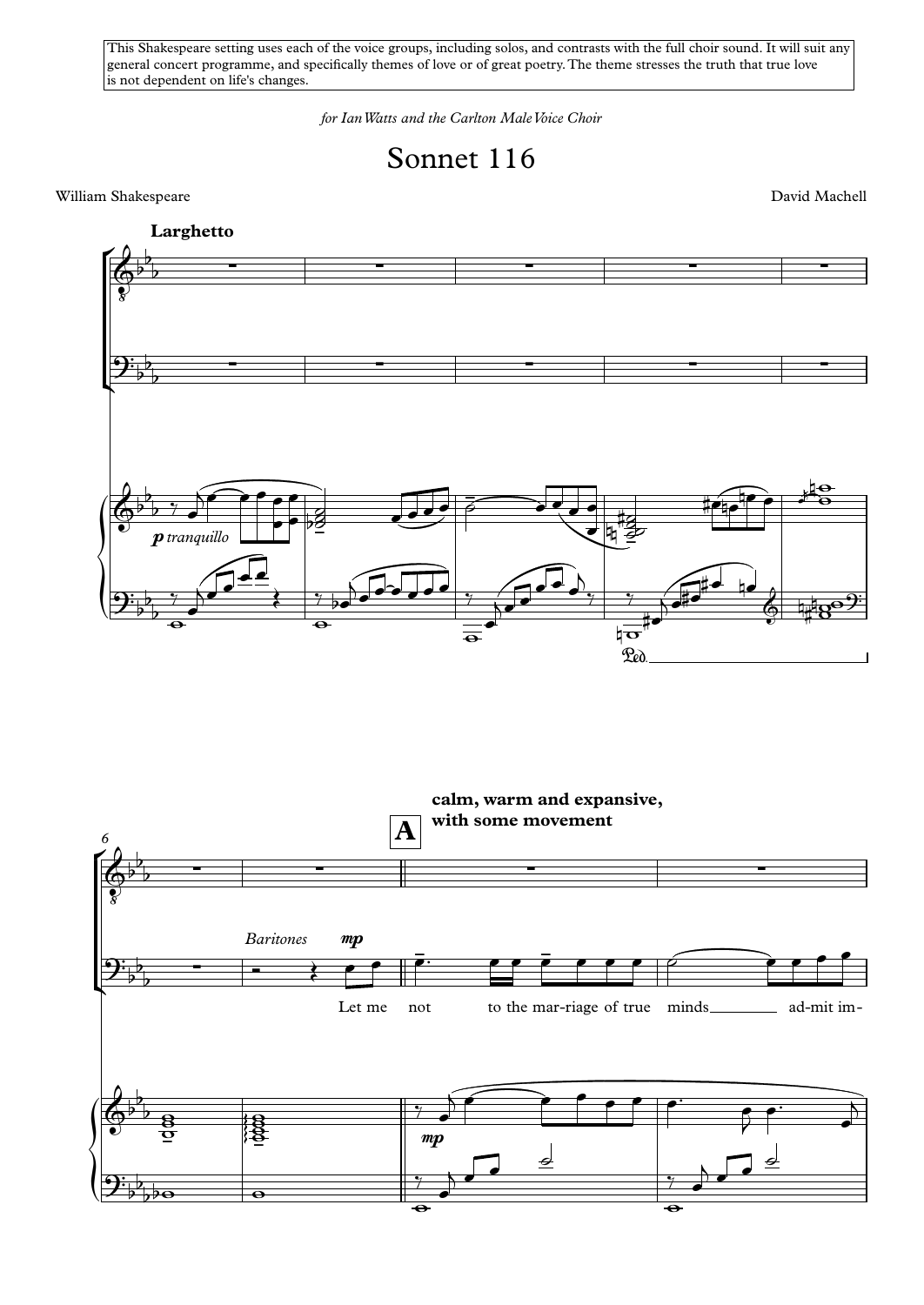This Shakespeare setting uses each of the voice groups, including solos, and contrasts with the full choir sound. It will suit any general concert programme, and specifically themes of love or of great poetry. The theme stresses the truth that true love is not dependent on life's changes.

*for Ian Watts and the Carlton Male Voice Choir*

# Sonnet 116

William Shakespeare

David Machell

**Larghetto**

*p tranquillo*

6

**A** **calm, warm and expansive, with some movement**

*Baritones* *mp*

Let me not to the mar-riage of true minds ad-mit im-

*mp*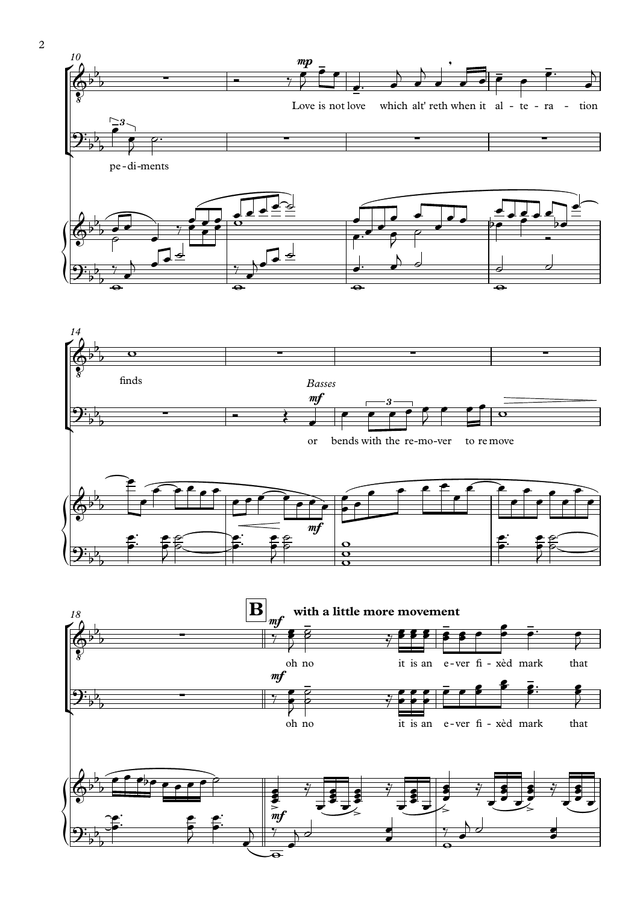10

*mp*

Love is not love which alt' reth when it al - te - ra - tion

pe - di - ments

14

finds

*Basses*

*mf*

or bends with the re - mo - ver to re move

18

**B** **with a little more movement**

*mf*

oh no it is an e - ver fi - xèd mark that

*mf*

oh no it is an e - ver fi - xèd mark that

*mf*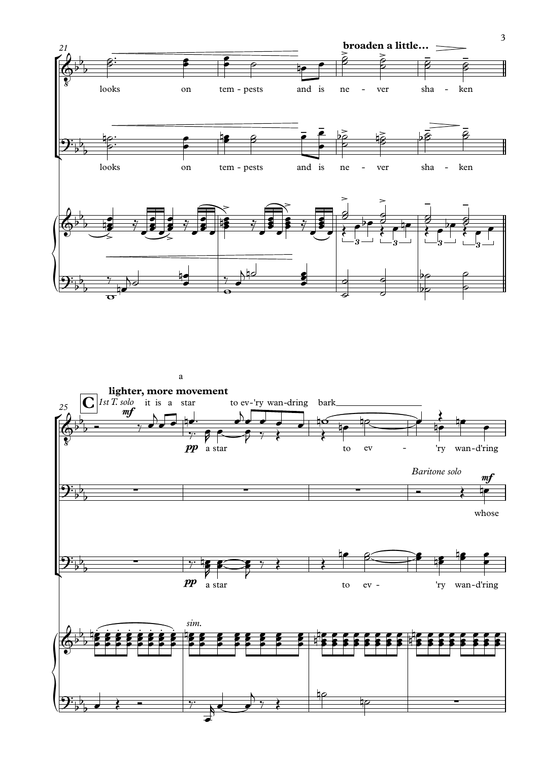21

**broaden a little…**

looks on tem - pests and is ne - ver sha - ken

looks on tem - pests and is ne - ver sha - ken

a

**C** **lighter, more movement**

25

*1st T. solo* *mf*

it is a star to ev-'ry wan-dring bark

*pp* a star to ev - 'ry wan-d'ring

*Baritone solo* *mf*

whose

*pp* a star to ev - 'ry wan-d'ring

*sim.*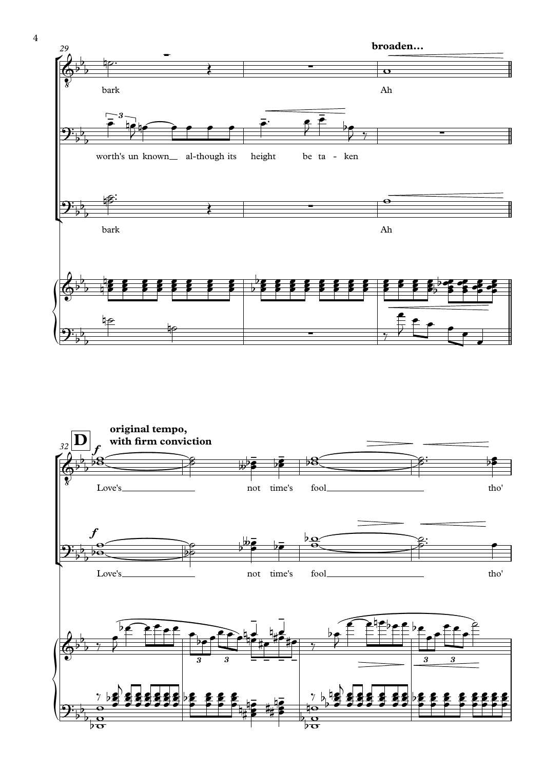broaden...

bark

Ah

worth's un known__ al-though its height be ta - ken

bark

Ah

**D**

**original tempo, with firm conviction**

*f*

Love's______ not time's fool______ tho'

*f*

Love's______ not time's fool______ tho'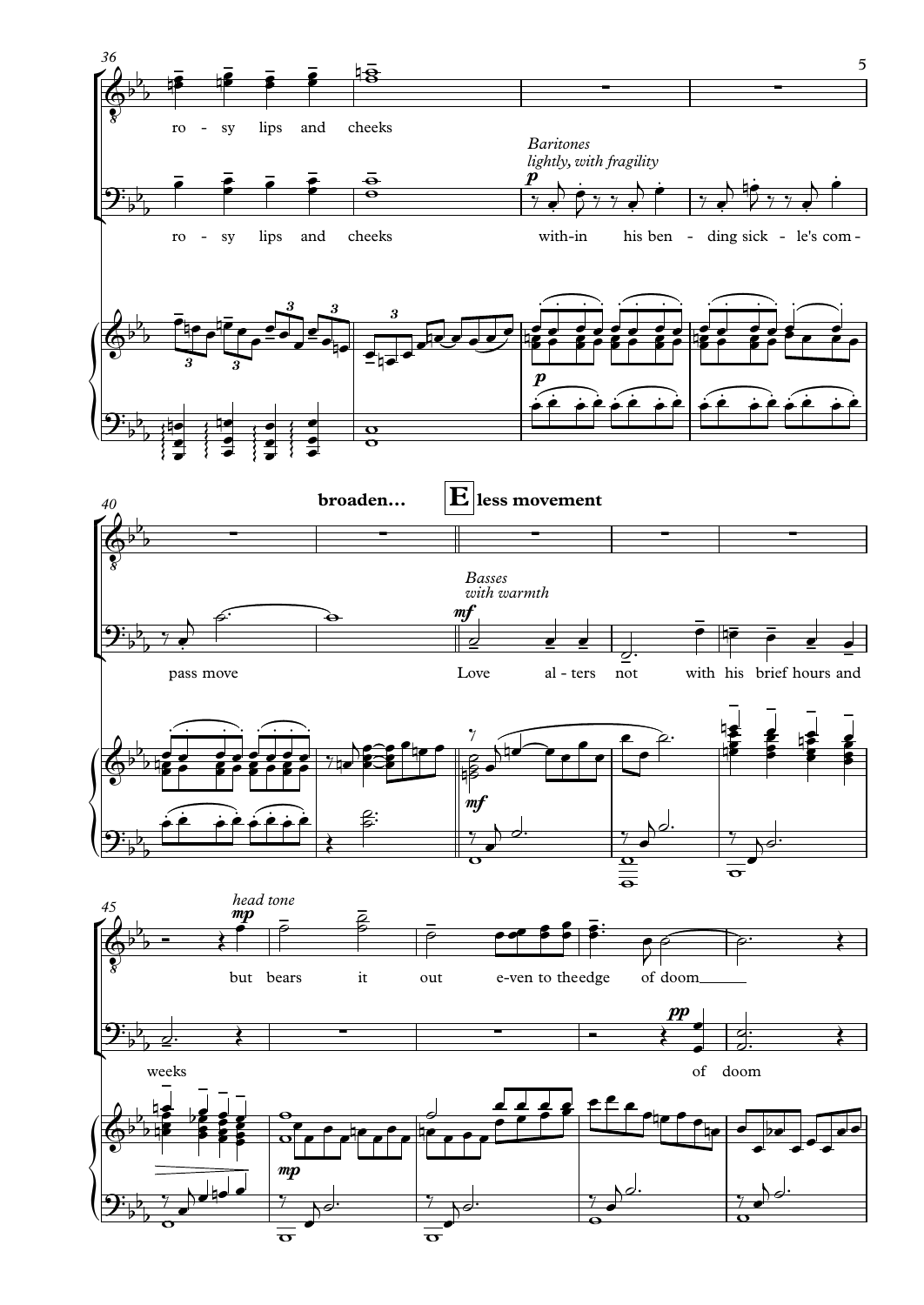36

ro - sy lips and cheeks

ro - sy lips and cheeks

*Baritones*
*lightly, with fragility*
**p**

with-in his ben - ding sick - le's com -

**p**

40

**broaden...**

**E less movement**

*Basses*
*with warmth*
**mf**

pass move

Love al - ters not with his brief hours and

**mf**

45

*head tone*
**mp**

but bears it out e-ven to the edge of doom

weeks

**pp**

of doom

**mp**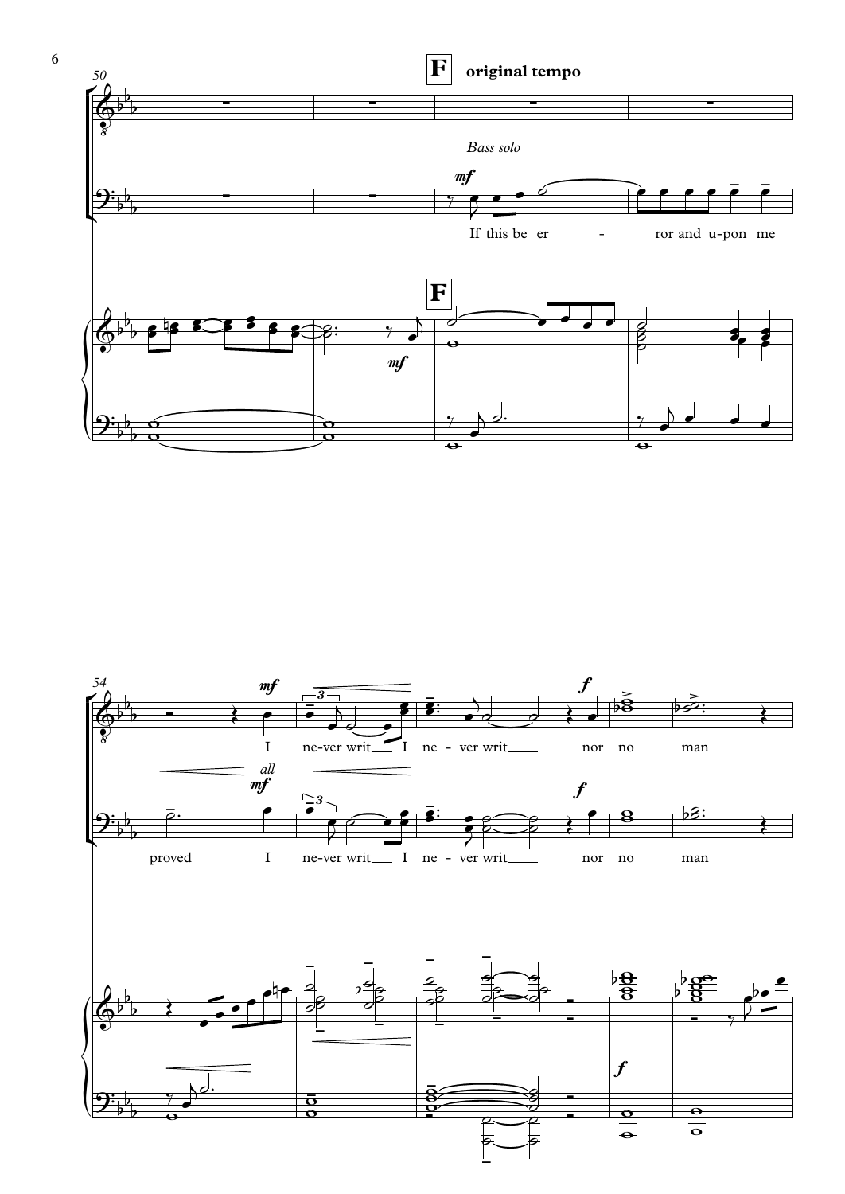**F** **original tempo**

*Bass solo*

*mf*

If this be er - ror and u-pon me proved

*all*

*mf*

I ne-ver writ I ne - ver writ nor no man

*f*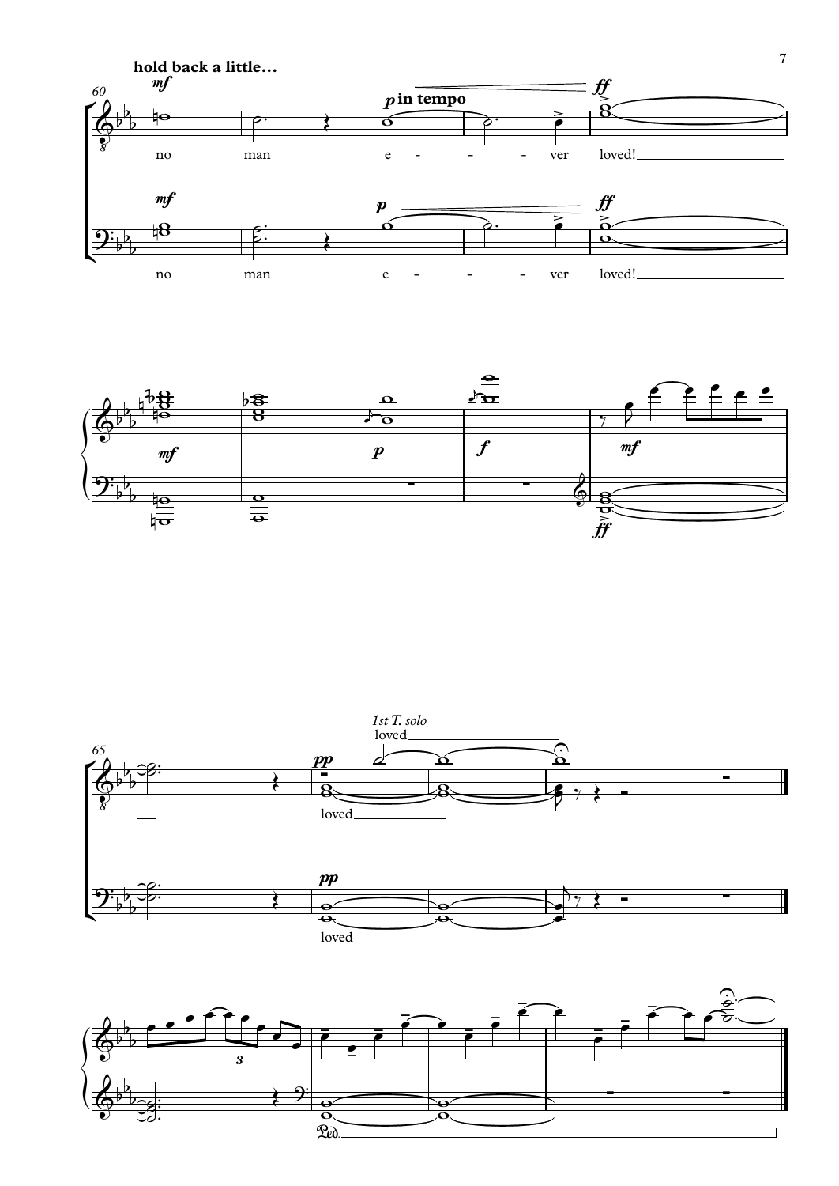**hold back a little...**

*p* **in tempo**

no man e - - - - ver loved!

no man e - - - - ver loved!

*1st T. solo*

loved

loved

loved